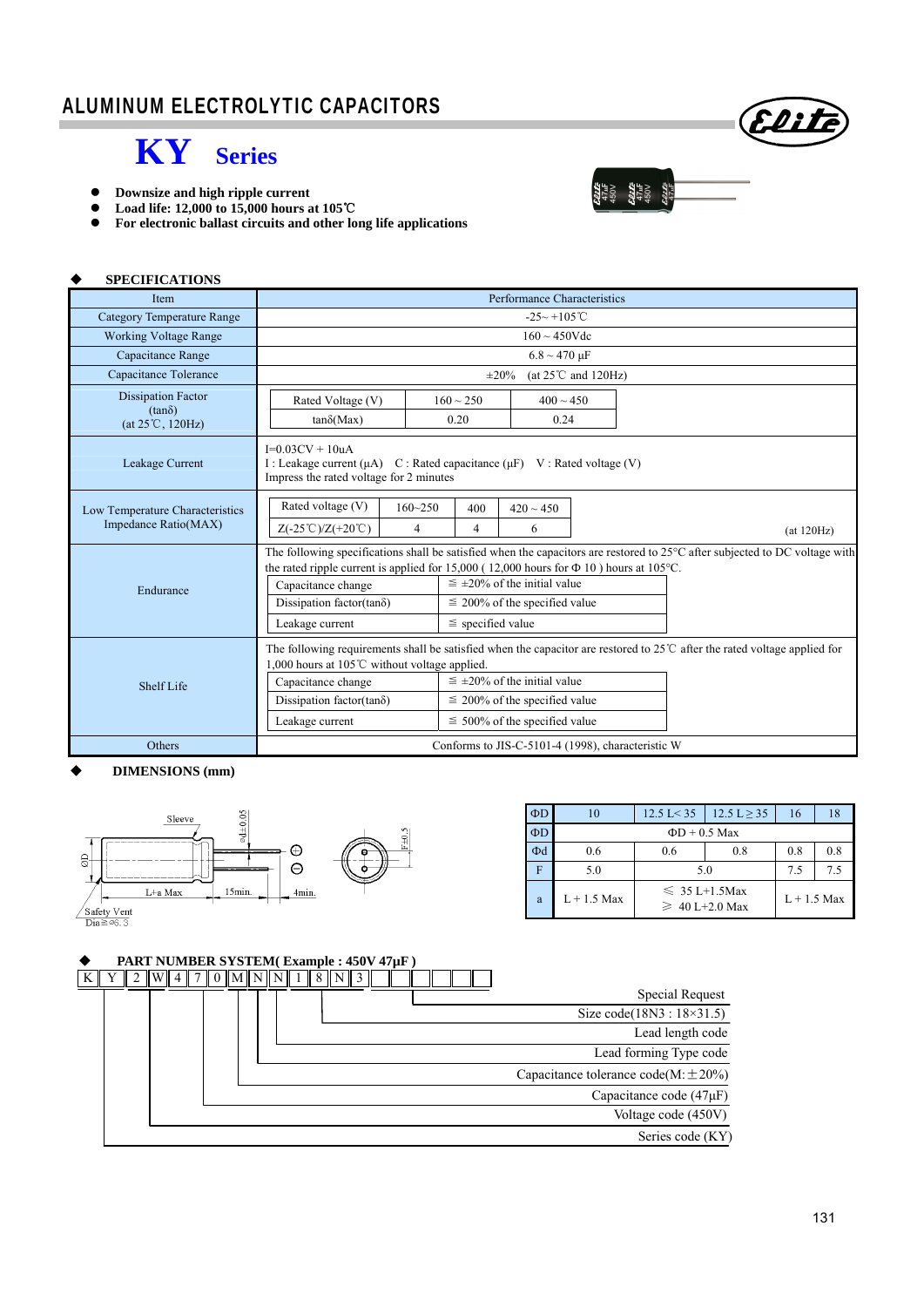# ALUMINUM ELECTROLYTIC CAPACITORS

## KY Series

- **Downsize and high ripple current**
- **Load life: 12,000 to 15,000 hours at 105℃**
- **For electronic ballast circuits and other long life applications**

### ◆ SPECIFICATIONS

| Item | Performance Characteristics |
|---|---|
| Category Temperature Range | -25~ +105℃ |
| Working Voltage Range | 160 ~ 450Vdc |
| Capacitance Range | 6.8 ~ 470 µF |
| Capacitance Tolerance | ±20% (at 25℃ and 120Hz) |
| Dissipation Factor (tanδ) (at 25℃, 120Hz) | Rated Voltage (V): 160 ~ 250 / 400 ~ 450; tanδ(Max): 0.20 / 0.24 |
| Leakage Current | I=0.03CV + 10uA<br>I : Leakage current (µA) C : Rated capacitance (µF) V : Rated voltage (V)<br>Impress the rated voltage for 2 minutes |
| Low Temperature Characteristics Impedance Ratio(MAX) | Rated voltage (V): 160~250 / 400 / 420 ~ 450; Z(-25℃)/Z(+20℃): 4 / 4 / 6 (at 120Hz) |
| Endurance | The following specifications shall be satisfied when the capacitors are restored to 25°C after subjected to DC voltage with the rated ripple current is applied for 15,000 ( 12,000 hours for Φ 10 ) hours at 105°C.<br>Capacitance change: ≦ ±20% of the initial value<br>Dissipation factor(tanδ): ≦ 200% of the specified value<br>Leakage current: ≦ specified value |
| Shelf Life | The following requirements shall be satisfied when the capacitor are restored to 25℃ after the rated voltage applied for 1,000 hours at 105℃ without voltage applied.<br>Capacitance change: ≦ ±20% of the initial value<br>Dissipation factor(tanδ): ≦ 200% of the specified value<br>Leakage current: ≦ 500% of the specified value |
| Others | Conforms to JIS-C-5101-4 (1998), characteristic W |

### ◆ DIMENSIONS (mm)

Sleeve, ΦD, Φd±0.05, L+a Max, 15min., 4min., F±0.5, Safety Vent Dia≧Φ6.3

| ΦD | 10 | 12.5 L< 35 | 12.5 L≧35 | 16 | 18 |
|---|---|---|---|---|---|
| ΦD | ΦD + 0.5 Max | | | | |
| Φd | 0.6 | 0.6 | 0.8 | 0.8 | 0.8 |
| F | 5.0 | 5.0 | | 7.5 | 7.5 |
| a | L + 1.5 Max | ≦ 35 L+1.5Max<br>≧ 40 L+2.0 Max | | L + 1.5 Max | |

### ◆ PART NUMBER SYSTEM( Example : 450V 47µF )

K Y 2 W 4 7 0 M N N 1 8 N 3

- Special Request
- Size code(18N3 : 18×31.5)
- Lead length code
- Lead forming Type code
- Capacitance tolerance code(M:±20%)
- Capacitance code (47µF)
- Voltage code (450V)
- Series code (KY)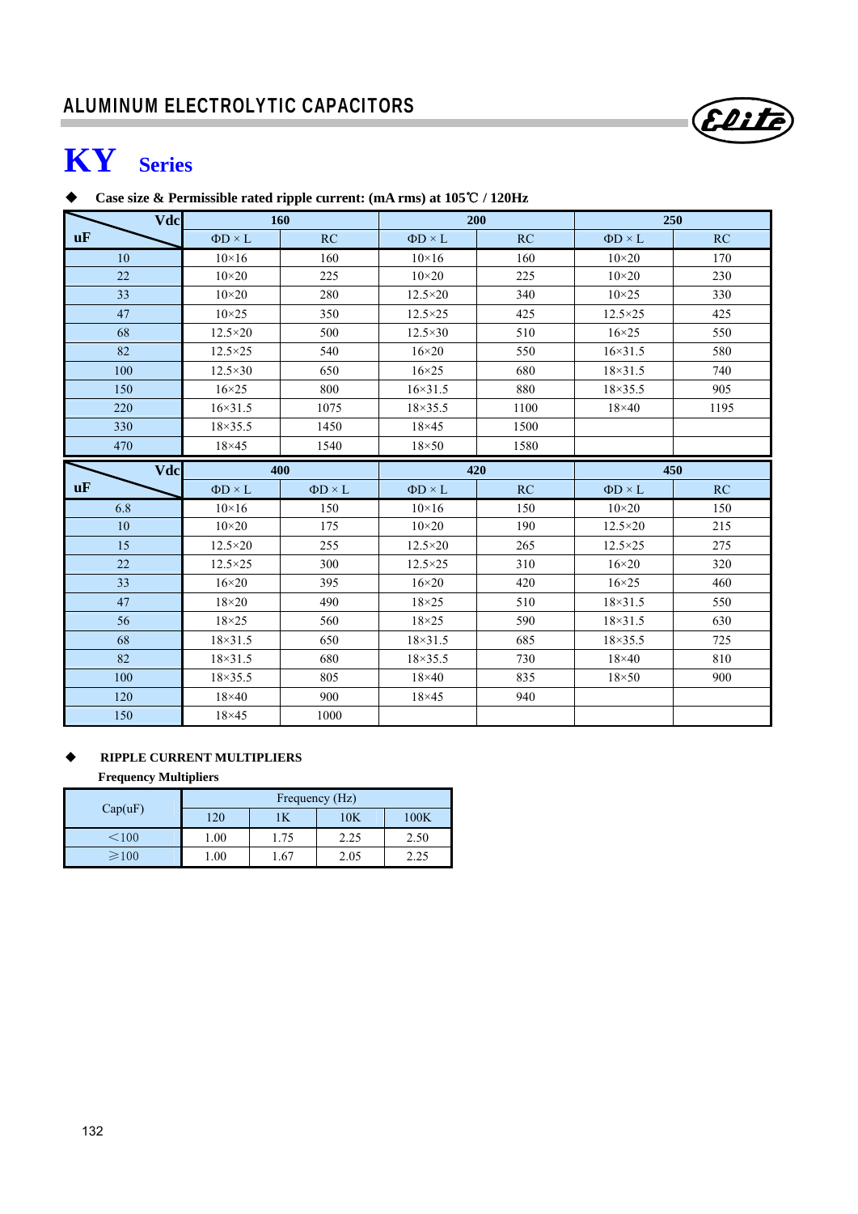## ALUMINUM ELECTROLYTIC CAPACITORS

# KY Series

◆ **Case size & Permissible rated ripple current: (mA rms) at 105℃ / 120Hz**

| uF \ Vdc | 160 | | 200 | | 250 | |
|---|---|---|---|---|---|---|
| | ΦD × L | RC | ΦD × L | RC | ΦD × L | RC |
| 10 | 10×16 | 160 | 10×16 | 160 | 10×20 | 170 |
| 22 | 10×20 | 225 | 10×20 | 225 | 10×20 | 230 |
| 33 | 10×20 | 280 | 12.5×20 | 340 | 10×25 | 330 |
| 47 | 10×25 | 350 | 12.5×25 | 425 | 12.5×25 | 425 |
| 68 | 12.5×20 | 500 | 12.5×30 | 510 | 16×25 | 550 |
| 82 | 12.5×25 | 540 | 16×20 | 550 | 16×31.5 | 580 |
| 100 | 12.5×30 | 650 | 16×25 | 680 | 18×31.5 | 740 |
| 150 | 16×25 | 800 | 16×31.5 | 880 | 18×35.5 | 905 |
| 220 | 16×31.5 | 1075 | 18×35.5 | 1100 | 18×40 | 1195 |
| 330 | 18×35.5 | 1450 | 18×45 | 1500 | | |
| 470 | 18×45 | 1540 | 18×50 | 1580 | | |

| uF \ Vdc | 400 | | 420 | | 450 | |
|---|---|---|---|---|---|---|
| | ΦD × L | ΦD × L | ΦD × L | RC | ΦD × L | RC |
| 6.8 | 10×16 | 150 | 10×16 | 150 | 10×20 | 150 |
| 10 | 10×20 | 175 | 10×20 | 190 | 12.5×20 | 215 |
| 15 | 12.5×20 | 255 | 12.5×20 | 265 | 12.5×25 | 275 |
| 22 | 12.5×25 | 300 | 12.5×25 | 310 | 16×20 | 320 |
| 33 | 16×20 | 395 | 16×20 | 420 | 16×25 | 460 |
| 47 | 18×20 | 490 | 18×25 | 510 | 18×31.5 | 550 |
| 56 | 18×25 | 560 | 18×25 | 590 | 18×31.5 | 630 |
| 68 | 18×31.5 | 650 | 18×31.5 | 685 | 18×35.5 | 725 |
| 82 | 18×31.5 | 680 | 18×35.5 | 730 | 18×40 | 810 |
| 100 | 18×35.5 | 805 | 18×40 | 835 | 18×50 | 900 |
| 120 | 18×40 | 900 | 18×45 | 940 | | |
| 150 | 18×45 | 1000 | | | | |

◆ **RIPPLE CURRENT MULTIPLIERS**

**Frequency Multipliers**

| Cap(uF) | Frequency (Hz) | | | |
|---|---|---|---|---|
| | 120 | 1K | 10K | 100K |
| ＜100 | 1.00 | 1.75 | 2.25 | 2.50 |
| ≥100 | 1.00 | 1.67 | 2.05 | 2.25 |